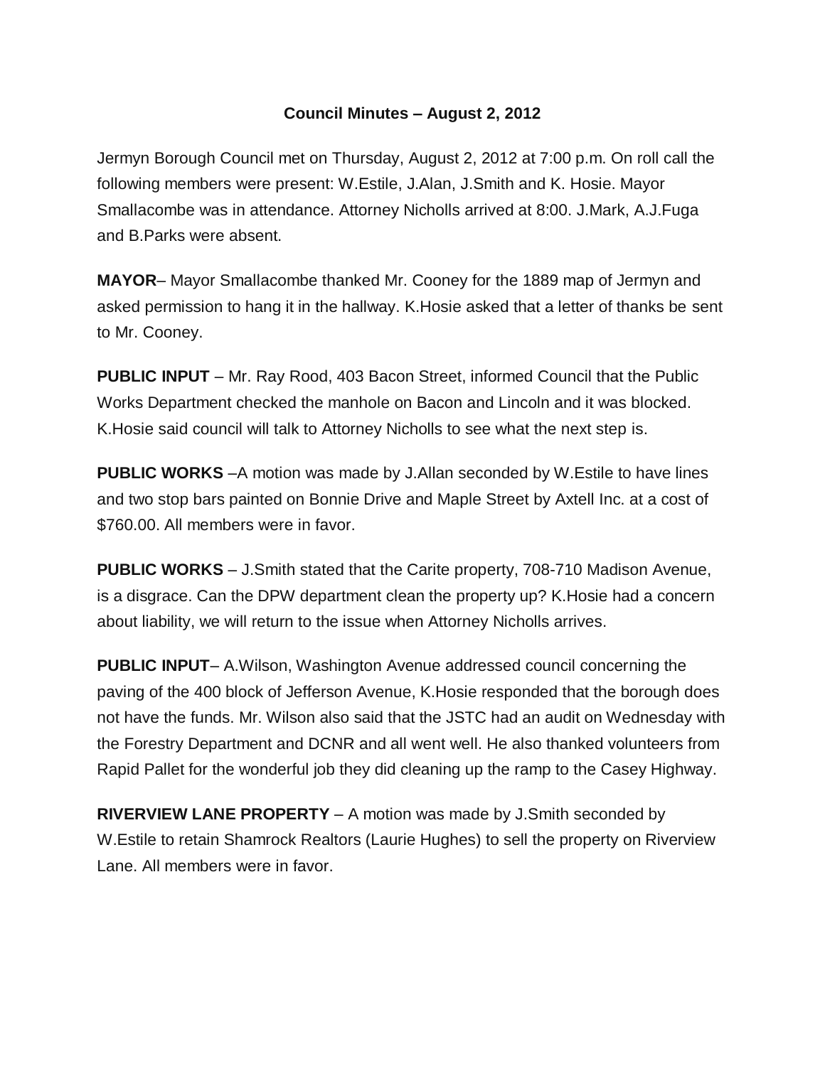# Council Minutes – August 2, 2012

Jermyn Borough Council met on Thursday, August 2, 2012 at 7:00 p.m. On roll call the following members were present: W.Estile, J.Alan, J.Smith and K. Hosie. Mayor Smallacombe was in attendance. Attorney Nicholls arrived at 8:00. J.Mark, A.J.Fuga and B.Parks were absent.

**MAYOR**– Mayor Smallacombe thanked Mr. Cooney for the 1889 map of Jermyn and asked permission to hang it in the hallway. K.Hosie asked that a letter of thanks be sent to Mr. Cooney.

**PUBLIC INPUT** – Mr. Ray Rood, 403 Bacon Street, informed Council that the Public Works Department checked the manhole on Bacon and Lincoln and it was blocked. K.Hosie said council will talk to Attorney Nicholls to see what the next step is.

**PUBLIC WORKS** –A motion was made by J.Allan seconded by W.Estile to have lines and two stop bars painted on Bonnie Drive and Maple Street by Axtell Inc. at a cost of $760.00. All members were in favor.

**PUBLIC WORKS** – J.Smith stated that the Carite property, 708-710 Madison Avenue, is a disgrace. Can the DPW department clean the property up? K.Hosie had a concern about liability, we will return to the issue when Attorney Nicholls arrives.

**PUBLIC INPUT**– A.Wilson, Washington Avenue addressed council concerning the paving of the 400 block of Jefferson Avenue, K.Hosie responded that the borough does not have the funds. Mr. Wilson also said that the JSTC had an audit on Wednesday with the Forestry Department and DCNR and all went well. He also thanked volunteers from Rapid Pallet for the wonderful job they did cleaning up the ramp to the Casey Highway.

**RIVERVIEW LANE PROPERTY** – A motion was made by J.Smith seconded by W.Estile to retain Shamrock Realtors (Laurie Hughes) to sell the property on Riverview Lane. All members were in favor.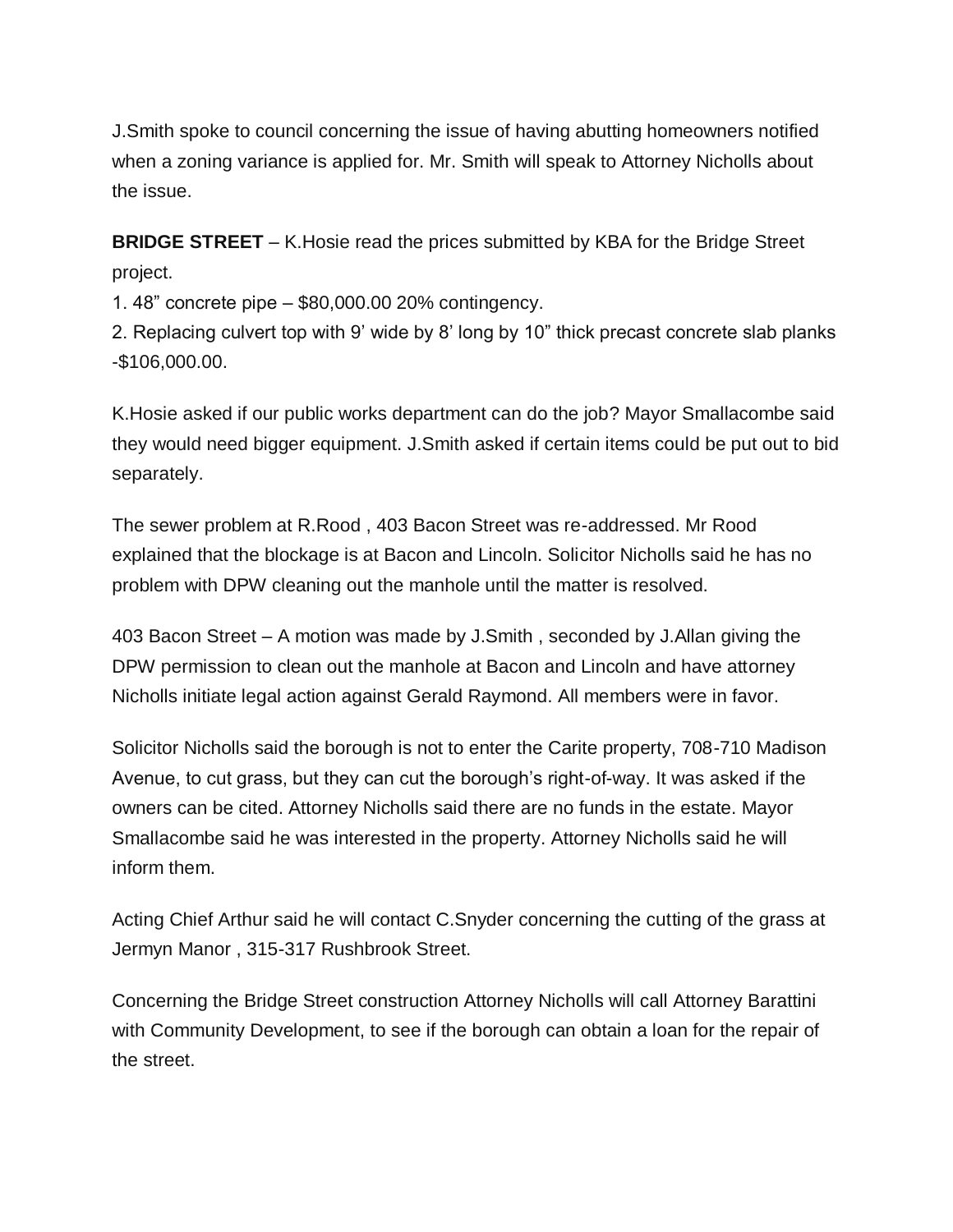J.Smith spoke to council concerning the issue of having abutting homeowners notified when a zoning variance is applied for. Mr. Smith will speak to Attorney Nicholls about the issue.

**BRIDGE STREET** – K.Hosie read the prices submitted by KBA for the Bridge Street project.

1. 48” concrete pipe – $80,000.00 20% contingency.
2. Replacing culvert top with 9’ wide by 8’ long by 10” thick precast concrete slab planks -$106,000.00.

K.Hosie asked if our public works department can do the job? Mayor Smallacombe said they would need bigger equipment. J.Smith asked if certain items could be put out to bid separately.

The sewer problem at R.Rood , 403 Bacon Street was re-addressed. Mr Rood explained that the blockage is at Bacon and Lincoln. Solicitor Nicholls said he has no problem with DPW cleaning out the manhole until the matter is resolved.

403 Bacon Street – A motion was made by J.Smith , seconded by J.Allan giving the DPW permission to clean out the manhole at Bacon and Lincoln and have attorney Nicholls initiate legal action against Gerald Raymond. All members were in favor.

Solicitor Nicholls said the borough is not to enter the Carite property, 708-710 Madison Avenue, to cut grass, but they can cut the borough’s right-of-way. It was asked if the owners can be cited. Attorney Nicholls said there are no funds in the estate. Mayor Smallacombe said he was interested in the property. Attorney Nicholls said he will inform them.

Acting Chief Arthur said he will contact C.Snyder concerning the cutting of the grass at Jermyn Manor , 315-317 Rushbrook Street.

Concerning the Bridge Street construction Attorney Nicholls will call Attorney Barattini with Community Development, to see if the borough can obtain a loan for the repair of the street.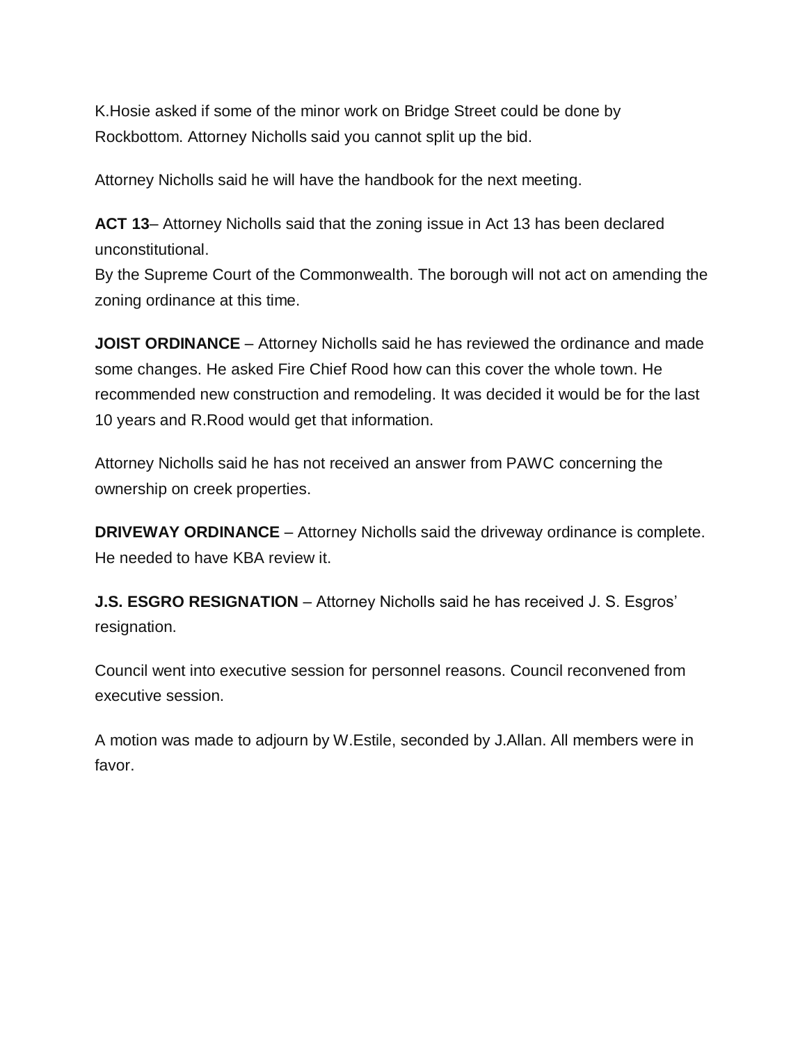K.Hosie asked if some of the minor work on Bridge Street could be done by Rockbottom. Attorney Nicholls said you cannot split up the bid.

Attorney Nicholls said he will have the handbook for the next meeting.

**ACT 13**– Attorney Nicholls said that the zoning issue in Act 13 has been declared unconstitutional.
By the Supreme Court of the Commonwealth. The borough will not act on amending the zoning ordinance at this time.

**JOIST ORDINANCE** – Attorney Nicholls said he has reviewed the ordinance and made some changes. He asked Fire Chief Rood how can this cover the whole town. He recommended new construction and remodeling. It was decided it would be for the last 10 years and R.Rood would get that information.

Attorney Nicholls said he has not received an answer from PAWC concerning the ownership on creek properties.

**DRIVEWAY ORDINANCE** – Attorney Nicholls said the driveway ordinance is complete. He needed to have KBA review it.

**J.S. ESGRO RESIGNATION** – Attorney Nicholls said he has received J. S. Esgros' resignation.

Council went into executive session for personnel reasons. Council reconvened from executive session.

A motion was made to adjourn by W.Estile, seconded by J.Allan. All members were in favor.